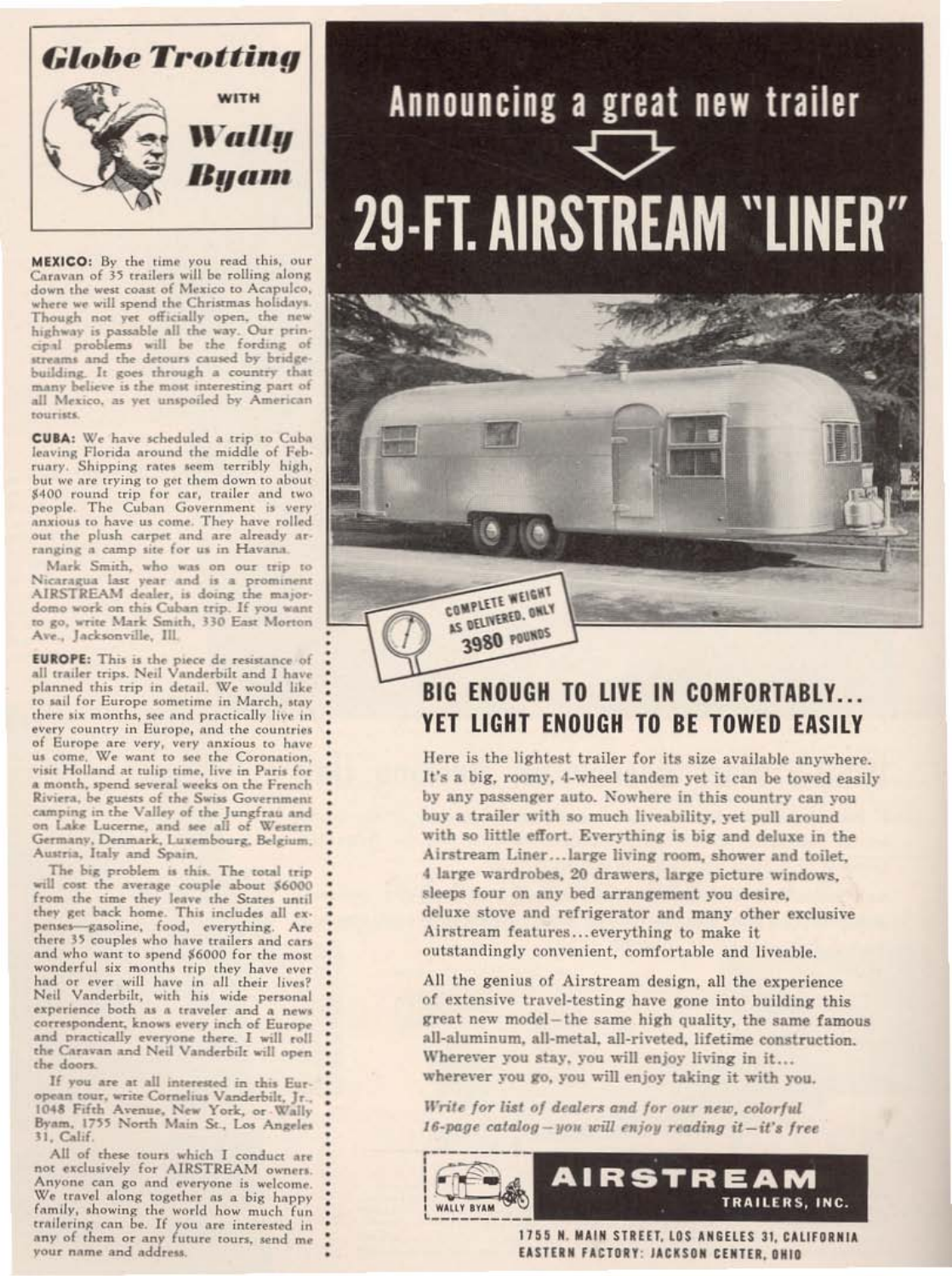## Globe Trotting WITH Wally Byam

**MEXICO:** By the time you read this, our Caravan of 35 trailers will be rolling along down the west coast of Mexico to Acapulco, where we will spend the Christmas holidays. Though not yet officially open, the new highway is passable all the way. Our principal problems will be the fording of streams and the detours caused by bridge-building. It goes through a country that many believe is the most interesting part of all Mexico, as yet unspoiled by American tourists.

**CUBA:** We have scheduled a trip to Cuba leaving Florida around the middle of February. Shipping rates seem terribly high, but we are trying to get them down to about $400 round trip for car, trailer and two people. The Cuban Government is very anxious to have us come. They have rolled out the plush carpet and are already arranging a camp site for us in Havana.

Mark Smith, who was on our trip to Nicaragua last year and is a prominent AIRSTREAM dealer, is doing the majordomo work on this Cuban trip. If you want to go, write Mark Smith, 330 East Morton Ave., Jacksonville, Ill.

**EUROPE:** This is the piece de resistance of all trailer trips. Neil Vanderbilt and I have planned this trip in detail. We would like to sail for Europe sometime in March, stay there six months, see and practically live in every country in Europe, and the countries of Europe are very, very anxious to have us come. We want to see the Coronation, visit Holland at tulip time, live in Paris for a month, spend several weeks on the French Riviera, be guests of the Swiss Government camping in the Valley of the Jungfrau and on Lake Lucerne, and see all of Western Germany, Denmark, Luxembourg, Belgium, Austria, Italy and Spain.

The big problem is this. The total trip will cost the average couple about $6000 from the time they leave the States until they get back home. This includes all expenses—gasoline, food, everything. Are there 35 couples who have trailers and cars and who want to spend $6000 for the most wonderful six months trip they have ever had or ever will have in all their lives? Neil Vanderbilt, with his wide personal experience both as a traveler and a news correspondent, knows every inch of Europe and practically everyone there. I will roll the Caravan and Neil Vanderbilt will open the doors.

If you are at all interested in this European tour, write Cornelius Vanderbilt, Jr., 1048 Fifth Avenue, New York, or Wally Byam, 1755 North Main St., Los Angeles 31, Calif.

All of these tours which I conduct are not exclusively for AIRSTREAM owners. Anyone can go and everyone is welcome. We travel along together as a big happy family, showing the world how much fun trailering can be. If you are interested in any of them or any future tours, send me your name and address.

# Announcing a great new trailer

# 29-FT. AIRSTREAM "LINER"

COMPLETE WEIGHT AS DELIVERED, ONLY 3980 POUNDS

## BIG ENOUGH TO LIVE IN COMFORTABLY... YET LIGHT ENOUGH TO BE TOWED EASILY

Here is the lightest trailer for its size available anywhere. It's a big, roomy, 4-wheel tandem yet it can be towed easily by any passenger auto. Nowhere in this country can you buy a trailer with so much liveability, yet pull around with so little effort. Everything is big and deluxe in the Airstream Liner...large living room, shower and toilet, 4 large wardrobes, 20 drawers, large picture windows, sleeps four on any bed arrangement you desire, deluxe stove and refrigerator and many other exclusive Airstream features...everything to make it outstandingly convenient, comfortable and liveable.

All the genius of Airstream design, all the experience of extensive travel-testing have gone into building this great new model—the same high quality, the same famous all-aluminum, all-metal, all-riveted, lifetime construction. Wherever you stay, you will enjoy living in it... wherever you go, you will enjoy taking it with you.

*Write for list of dealers and for our new, colorful 16-page catalog—you will enjoy reading it—it's free*

WALLY BYAM

**AIRSTREAM TRAILERS, INC.**

1755 N. MAIN STREET, LOS ANGELES 31, CALIFORNIA
EASTERN FACTORY: JACKSON CENTER, OHIO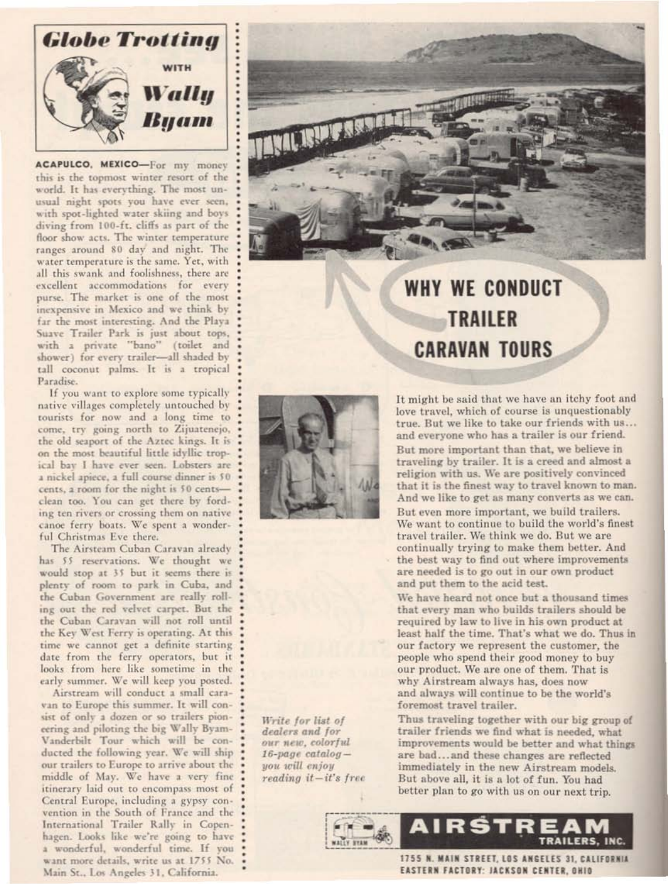## *Globe Trotting* WITH *Wally Byam*

**ACAPULCO, MEXICO**—For my money this is the topmost winter resort of the world. It has everything. The most unusual night spots you have ever seen, with spot-lighted water skiing and boys diving from 100-ft. cliffs as part of the floor show acts. The winter temperature ranges around 80 day and night. The water temperature is the same. Yet, with all this swank and foolishness, there are excellent accommodations for every purse. The market is one of the most inexpensive in Mexico and we think by far the most interesting. And the Playa Suave Trailer Park is just about tops, with a private "bano" (toilet and shower) for every trailer—all shaded by tall coconut palms. It is a tropical Paradise.

If you want to explore some typically native villages completely untouched by tourists for now and a long time to come, try going north to Zijuatenejo, the old seaport of the Aztec kings. It is on the most beautiful little idyllic tropical bay I have ever seen. Lobsters are a nickel apiece, a full course dinner is 50 cents, a room for the night is 50 cents—clean too. You can get there by fording ten rivers or crossing them on native canoe ferry boats. We spent a wonderful Christmas Eve there.

The Airsteam Cuban Caravan already has 55 reservations. We thought we would stop at 35 but it seems there is plenty of room to park in Cuba, and the Cuban Government are really rolling out the red velvet carpet. But the the Cuban Caravan will not roll until the Key West Ferry is operating. At this time we cannot get a definite starting date from the ferry operators, but it looks from here like sometime in the early summer. We will keep you posted.

Airstream will conduct a small caravan to Europe this summer. It will consist of only a dozen or so trailers pioneering and piloting the big Wally Byam-Vanderbilt Tour which will be conducted the following year. We will ship our trailers to Europe to arrive about the middle of May. We have a very fine itinerary laid out to encompass most of Central Europe, including a gypsy convention in the South of France and the International Trailer Rally in Copenhagen. Looks like we're going to have a wonderful, wonderful time. If you want more details, write us at 1755 No. Main St., Los Angeles 31, California.

# WHY WE CONDUCT TRAILER CARAVAN TOURS

It might be said that we have an itchy foot and love travel, which of course is unquestionably true. But we like to take our friends with us... and everyone who has a trailer is our friend.

But more important than that, we believe in traveling by trailer. It is a creed and almost a religion with us. We are positively convinced that it is the finest way to travel known to man. And we like to get as many converts as we can.

But even more important, we build trailers. We want to continue to build the world's finest travel trailer. We think we do. But we are continually trying to make them better. And the best way to find out where improvements are needed is to go out in our own product and put them to the acid test.

We have heard not once but a thousand times that every man who builds trailers should be required by law to live in his own product at least half the time. That's what we do. Thus in our factory we represent the customer, the people who spend their good money to buy our product. We are one of them. That is why Airstream always has, does now and always will continue to be the world's foremost travel trailer.

Thus traveling together with our big group of trailer friends we find what is needed, what improvements would be better and what things are bad... and these changes are reflected immediately in the new Airstream models. But above all, it is a lot of fun. You had better plan to go with us on our next trip.

*Write for list of dealers and for our new, colorful 16-page catalog—you will enjoy reading it—it's free*

**AIRSTREAM TRAILERS, INC.**

1755 N. MAIN STREET, LOS ANGELES 31, CALIFORNIA
EASTERN FACTORY: JACKSON CENTER, OHIO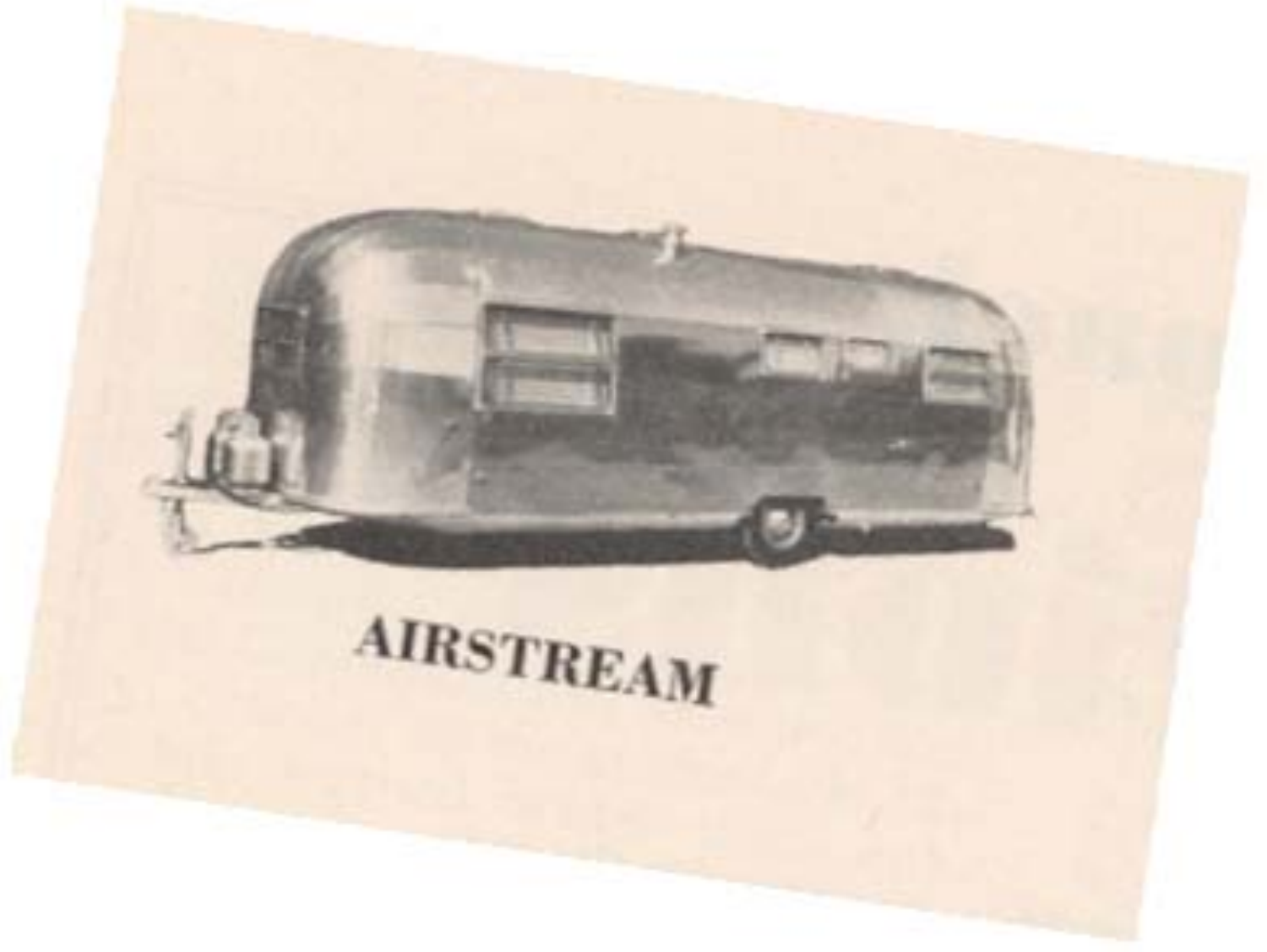AIRSTREAM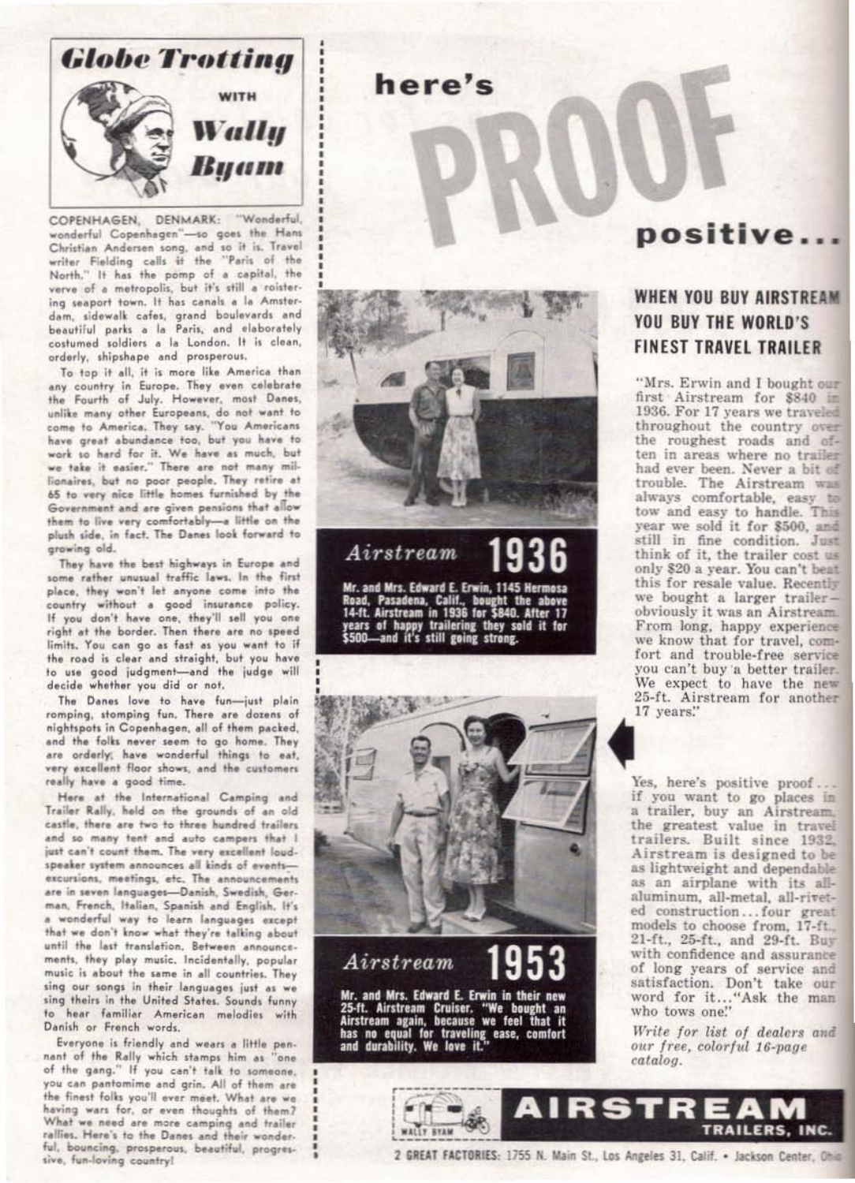# Globe Trotting WITH Wally Byam

COPENHAGEN, DENMARK: "Wonderful, wonderful Copenhagen"—so goes the Hans Christian Andersen song, and so it is. Travel writer Fielding calls it the "Paris of the North." It has the pomp of a capital, the verve of a metropolis, but it's still a roistering seaport town. It has canals a la Amsterdam, sidewalk cafes, grand boulevards and beautiful parks a la Paris, and elaborately costumed soldiers a la London. It is clean, orderly, shipshape and prosperous.

To top it all, it is more like America than any country in Europe. They even celebrate the Fourth of July. However, most Danes, unlike many other Europeans, do not want to come to America. They say. "You Americans have great abundance too, but you have to work so hard for it. We have as much, but we take it easier." There are not many millionaires, but no poor people. They retire at 65 to very nice little homes furnished by the Government and are given pensions that allow them to live very comfortably—a little on the plush side, in fact. The Danes look forward to growing old.

They have the best highways in Europe and some rather unusual traffic laws. In the first place, they won't let anyone come into the country without a good insurance policy. If you don't have one, they'll sell you one right at the border. Then there are no speed limits. You can go as fast as you want to if the road is clear and straight, but you have to use good judgment—and the judge will decide whether you did or not.

The Danes love to have fun—just plain romping, stomping fun. There are dozens of nightspots in Copenhagen, all of them packed, and the folks never seem to go home. They are orderly, have wonderful things to eat, very excellent floor shows, and the customers really have a good time.

Here at the International Camping and Trailer Rally, held on the grounds of an old castle, there are two to three hundred trailers and so many tent and auto campers that I just can't count them. The very excellent loudspeaker system announces all kinds of events—excursions, meetings, etc. The announcements are in seven languages—Danish, Swedish, German, French, Italian, Spanish and English. It's a wonderful way to learn languages except that we don't know what they're talking about until the last translation. Between announcements, they play music. Incidentally, popular music is about the same in all countries. They sing our songs in their languages just as we sing theirs in the United States. Sounds funny to hear familiar American melodies with Danish or French words.

Everyone is friendly and wears a little pennant of the Rally which stamps him as "one of the gang." If you can't talk to someone, you can pantomime and grin. All of them are the finest folks you'll ever meet. What are we having wars for, or even thoughts of them? What we need are more camping and trailer rallies. Here's to the Danes and their wonderful, bouncing, prosperous, beautiful, progressive, fun-loving country!

# here's PROOF positive...

## WHEN YOU BUY AIRSTREAM YOU BUY THE WORLD'S FINEST TRAVEL TRAILER

**Airstream 1936**

**Mr. and Mrs. Edward E. Erwin, 1145 Hermosa Road, Pasadena, Calif., bought the above 14-ft. Airstream in 1936 for $840. After 17 years of happy trailering they sold it for $500—and it's still going strong.**

**Airstream 1953**

**Mr. and Mrs. Edward E. Erwin in their new 25-ft. Airstream Cruiser. "We bought an Airstream again, because we feel that it has no equal for traveling ease, comfort and durability. We love it."**

"Mrs. Erwin and I bought our first Airstream for $840 in 1936. For 17 years we traveled throughout the country over the roughest roads and often in areas where no trailer had ever been. Never a bit of trouble. The Airstream was always comfortable, easy to tow and easy to handle. This year we sold it for $500, and still in fine condition. Just think of it, the trailer cost us only $20 a year. You can't beat this for resale value. Recently we bought a larger trailer—obviously it was an Airstream. From long, happy experience we know that for travel, comfort and trouble-free service you can't buy a better trailer. We expect to have the new 25-ft. Airstream for another 17 years."

Yes, here's positive proof... if you want to go places in a trailer, buy an Airstream, the greatest value in travel trailers. Built since 1932, Airstream is designed to be as lightweight and dependable as an airplane with its all-aluminum, all-metal, all-riveted construction... four great models to choose from, 17-ft., 21-ft., 25-ft., and 29-ft. Buy with confidence and assurance of long years of service and satisfaction. Don't take our word for it..."Ask the man who tows one."

*Write for list of dealers and our free, colorful 16-page catalog.*

**AIRSTREAM TRAILERS, INC.**

2 GREAT FACTORIES: 1755 N. Main St., Los Angeles 31, Calif. • Jackson Center, Ohio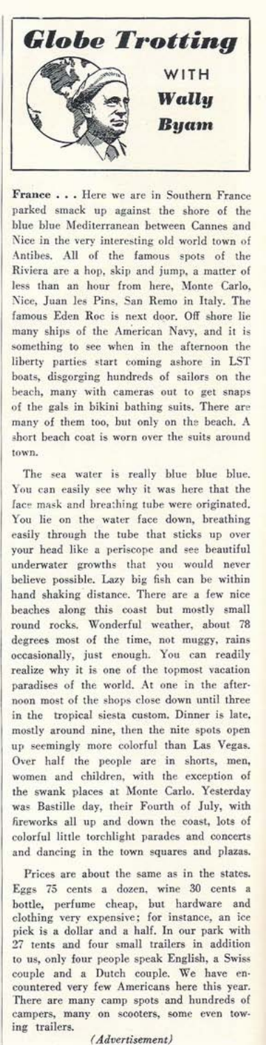# Globe Trotting

WITH

**Wally Byam**

**France . . .** Here we are in Southern France parked smack up against the shore of the blue blue Mediterranean between Cannes and Nice in the very interesting old world town of Antibes. All of the famous spots of the Riviera are a hop, skip and jump, a matter of less than an hour from here, Monte Carlo, Nice, Juan les Pins, San Remo in Italy. The famous Eden Roc is next door. Off shore lie many ships of the American Navy, and it is something to see when in the afternoon the liberty parties start coming ashore in LST boats, disgorging hundreds of sailors on the beach, many with cameras out to get snaps of the gals in bikini bathing suits. There are many of them too, but only on the beach. A short beach coat is worn over the suits around town.

The sea water is really blue blue blue. You can easily see why it was here that the face mask and breathing tube were originated. You lie on the water face down, breathing easily through the tube that sticks up over your head like a periscope and see beautiful underwater growths that you would never believe possible. Lazy big fish can be within hand shaking distance. There are a few nice beaches along this coast but mostly small round rocks. Wonderful weather, about 78 degrees most of the time, not muggy, rains occasionally, just enough. You can readily realize why it is one of the topmost vacation paradises of the world. At one in the afternoon most of the shops close down until three in the tropical siesta custom. Dinner is late, mostly around nine, then the nite spots open up seemingly more colorful than Las Vegas. Over half the people are in shorts, men, women and children, with the exception of the swank places at Monte Carlo. Yesterday was Bastille day, their Fourth of July, with fireworks all up and down the coast, lots of colorful little torchlight parades and concerts and dancing in the town squares and plazas.

Prices are about the same as in the states. Eggs 75 cents a dozen, wine 30 cents a bottle, perfume cheap, but hardware and clothing very expensive; for instance, an ice pick is a dollar and a half. In our park with 27 tents and four small trailers in addition to us, only four people speak English, a Swiss couple and a Dutch couple. We have encountered very few Americans here this year. There are many camp spots and hundreds of campers, many on scooters, some even towing trailers.

*(Advertisement)*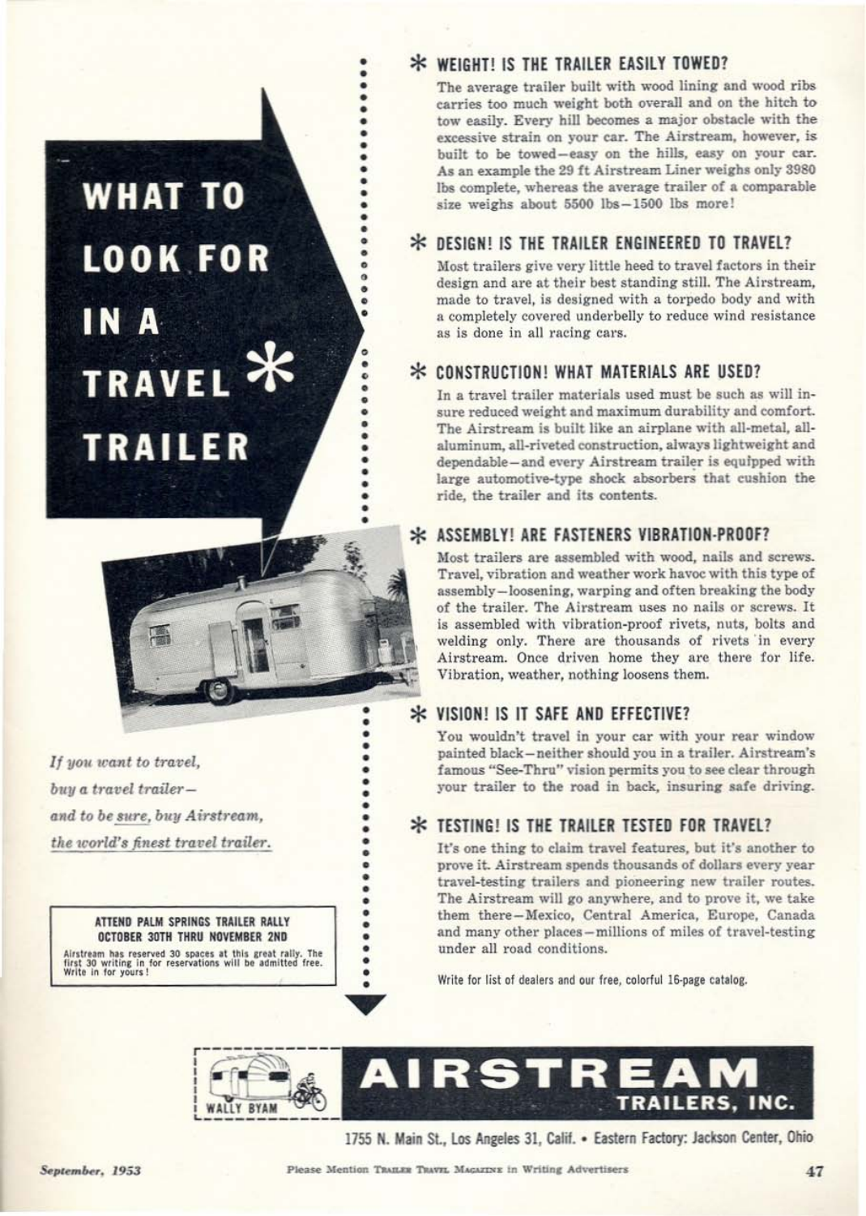# WHAT TO LOOK FOR IN A TRAVEL * TRAILER

*If you want to travel,*
*buy a travel trailer—*
*and to be sure, buy Airstream,*
*the world's finest travel trailer.*

**ATTEND PALM SPRINGS TRAILER RALLY**
**OCTOBER 30TH THRU NOVEMBER 2ND**

Airstream has reserved 30 spaces at this great rally. The first 30 writing in for reservations will be admitted free. Write in for yours!

### * WEIGHT! IS THE TRAILER EASILY TOWED?

The average trailer built with wood lining and wood ribs carries too much weight both overall and on the hitch to tow easily. Every hill becomes a major obstacle with the excessive strain on your car. The Airstream, however, is built to be towed—easy on the hills, easy on your car. As an example the 29 ft Airstream Liner weighs only 3980 lbs complete, whereas the average trailer of a comparable size weighs about 5500 lbs—1500 lbs more!

### * DESIGN! IS THE TRAILER ENGINEERED TO TRAVEL?

Most trailers give very little heed to travel factors in their design and are at their best standing still. The Airstream, made to travel, is designed with a torpedo body and with a completely covered underbelly to reduce wind resistance as is done in all racing cars.

### * CONSTRUCTION! WHAT MATERIALS ARE USED?

In a travel trailer materials used must be such as will insure reduced weight and maximum durability and comfort. The Airstream is built like an airplane with all-metal, all-aluminum, all-riveted construction, always lightweight and dependable—and every Airstream trailer is equipped with large automotive-type shock absorbers that cushion the ride, the trailer and its contents.

### * ASSEMBLY! ARE FASTENERS VIBRATION-PROOF?

Most trailers are assembled with wood, nails and screws. Travel, vibration and weather work havoc with this type of assembly—loosening, warping and often breaking the body of the trailer. The Airstream uses no nails or screws. It is assembled with vibration-proof rivets, nuts, bolts and welding only. There are thousands of rivets in every Airstream. Once driven home they are there for life. Vibration, weather, nothing loosens them.

### * VISION! IS IT SAFE AND EFFECTIVE?

You wouldn't travel in your car with your rear window painted black—neither should you in a trailer. Airstream's famous "See-Thru" vision permits you to see clear through your trailer to the road in back, insuring safe driving.

### * TESTING! IS THE TRAILER TESTED FOR TRAVEL?

It's one thing to claim travel features, but it's another to prove it. Airstream spends thousands of dollars every year travel-testing trailers and pioneering new trailer routes. The Airstream will go anywhere, and to prove it, we take them there—Mexico, Central America, Europe, Canada and many other places—millions of miles of travel-testing under all road conditions.

Write for list of dealers and our free, colorful 16-page catalog.

WALLY BYAM

## AIRSTREAM TRAILERS, INC.

1755 N. Main St., Los Angeles 31, Calif. • Eastern Factory: Jackson Center, Ohio

Please Mention Trailer Travel Magazine in Writing Advertisers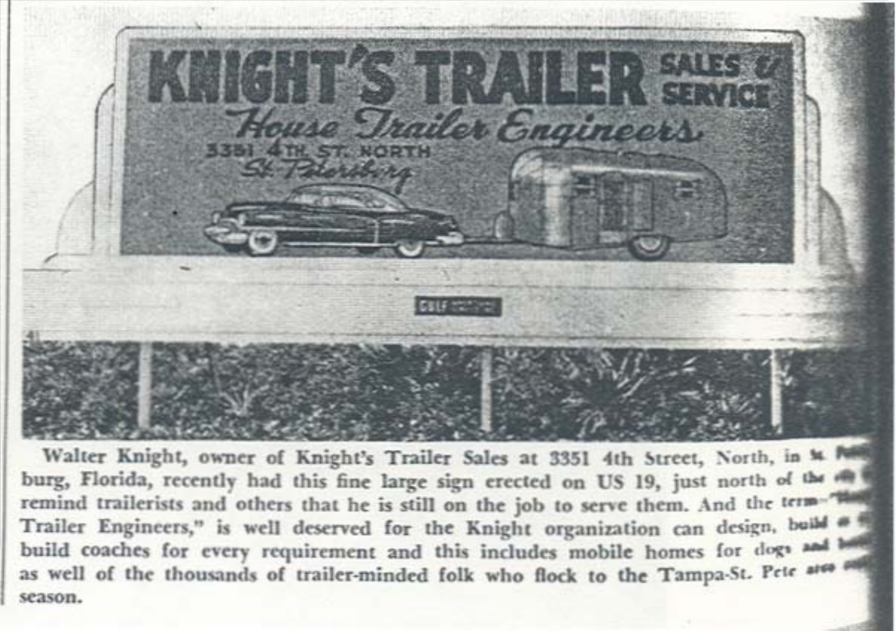KNIGHT'S TRAILER SALES & SERVICE

*House Trailer Engineers*

3351 4TH. ST. NORTH

St. Petersburg

Walter Knight, owner of Knight's Trailer Sales at 3351 4th Street, North, in St. Petersburg, Florida, recently had this fine large sign erected on US 19, just north of the city to remind trailerists and others that he is still on the job to serve them. And the term "House Trailer Engineers," is well deserved for the Knight organization can design, build or re-build coaches for every requirement and this includes mobile homes for dogs and horses as well of the thousands of trailer-minded folk who flock to the Tampa-St. Pete area each season.